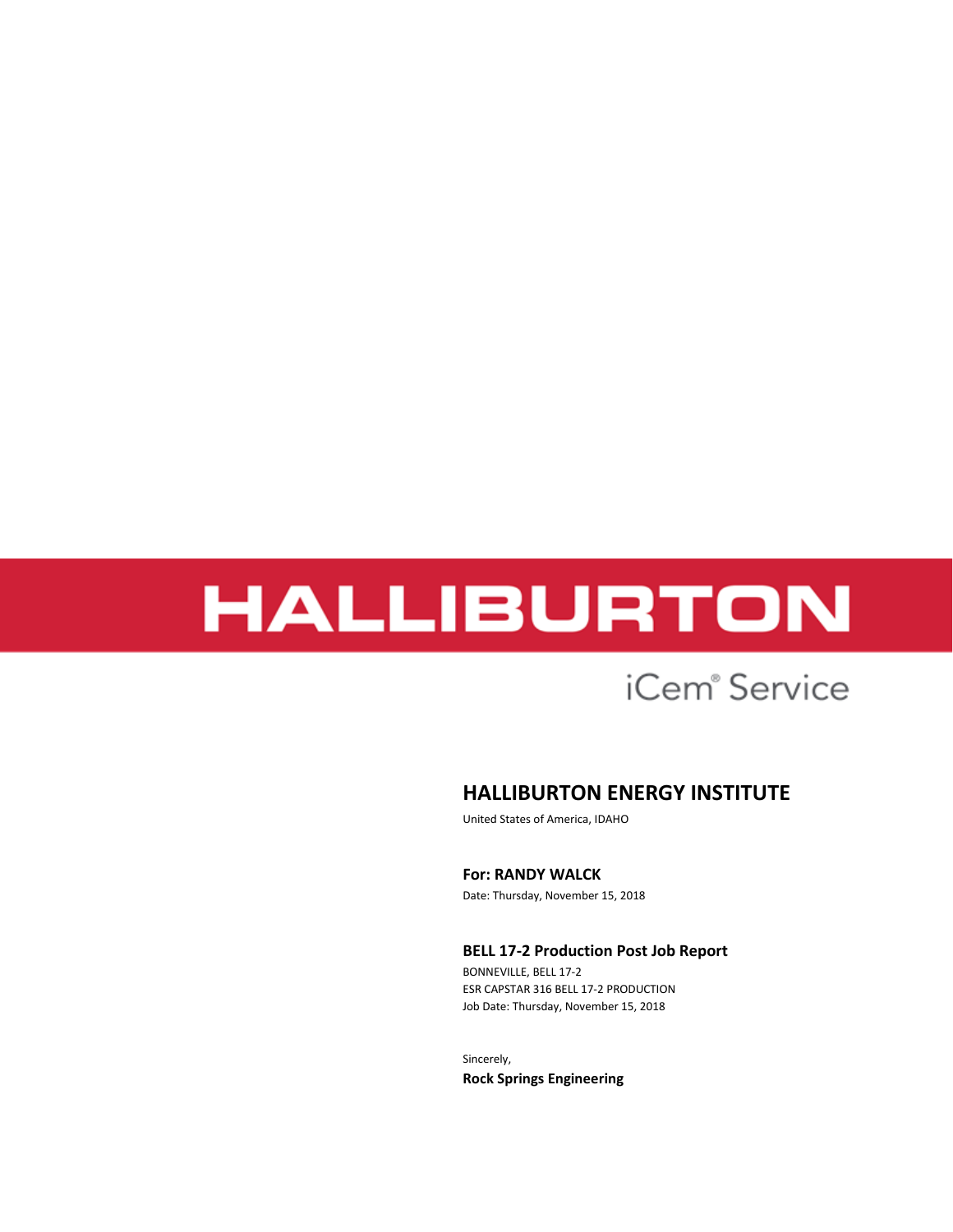# HALLIBURTON

iCem® Service

## HALLIBURTON ENERGY INSTITUTE

United States of America, IDAHO

**For: RANDY WALCK**

Date: Thursday, November 15, 2018

**BELL 17-2 Production Post Job Report**

BONNEVILLE, BELL 17-2

ESR CAPSTAR 316 BELL 17-2 PRODUCTION

Job Date: Thursday, November 15, 2018

Sincerely,

**Rock Springs Engineering**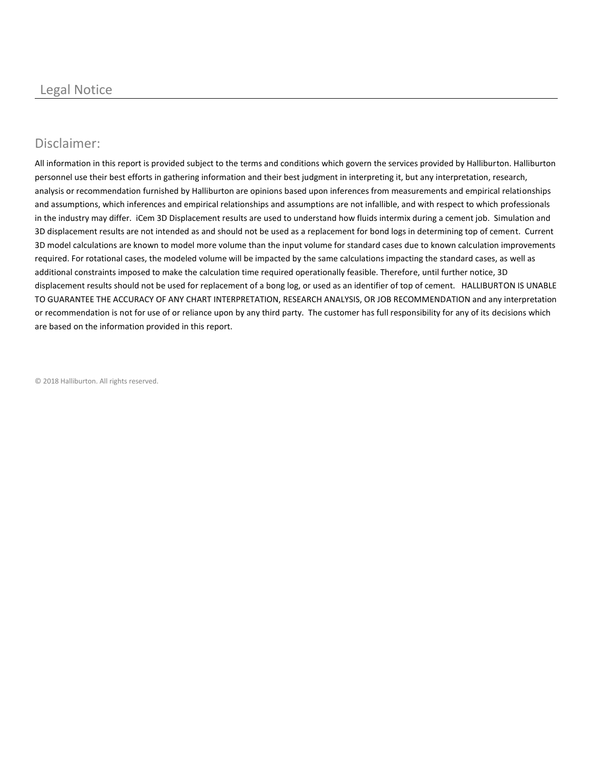# Legal Notice

## Disclaimer:

All information in this report is provided subject to the terms and conditions which govern the services provided by Halliburton. Halliburton personnel use their best efforts in gathering information and their best judgment in interpreting it, but any interpretation, research, analysis or recommendation furnished by Halliburton are opinions based upon inferences from measurements and empirical relationships and assumptions, which inferences and empirical relationships and assumptions are not infallible, and with respect to which professionals in the industry may differ. iCem 3D Displacement results are used to understand how fluids intermix during a cement job. Simulation and 3D displacement results are not intended as and should not be used as a replacement for bond logs in determining top of cement. Current 3D model calculations are known to model more volume than the input volume for standard cases due to known calculation improvements required. For rotational cases, the modeled volume will be impacted by the same calculations impacting the standard cases, as well as additional constraints imposed to make the calculation time required operationally feasible. Therefore, until further notice, 3D displacement results should not be used for replacement of a bong log, or used as an identifier of top of cement. HALLIBURTON IS UNABLE TO GUARANTEE THE ACCURACY OF ANY CHART INTERPRETATION, RESEARCH ANALYSIS, OR JOB RECOMMENDATION and any interpretation or recommendation is not for use of or reliance upon by any third party. The customer has full responsibility for any of its decisions which are based on the information provided in this report.

© 2018 Halliburton. All rights reserved.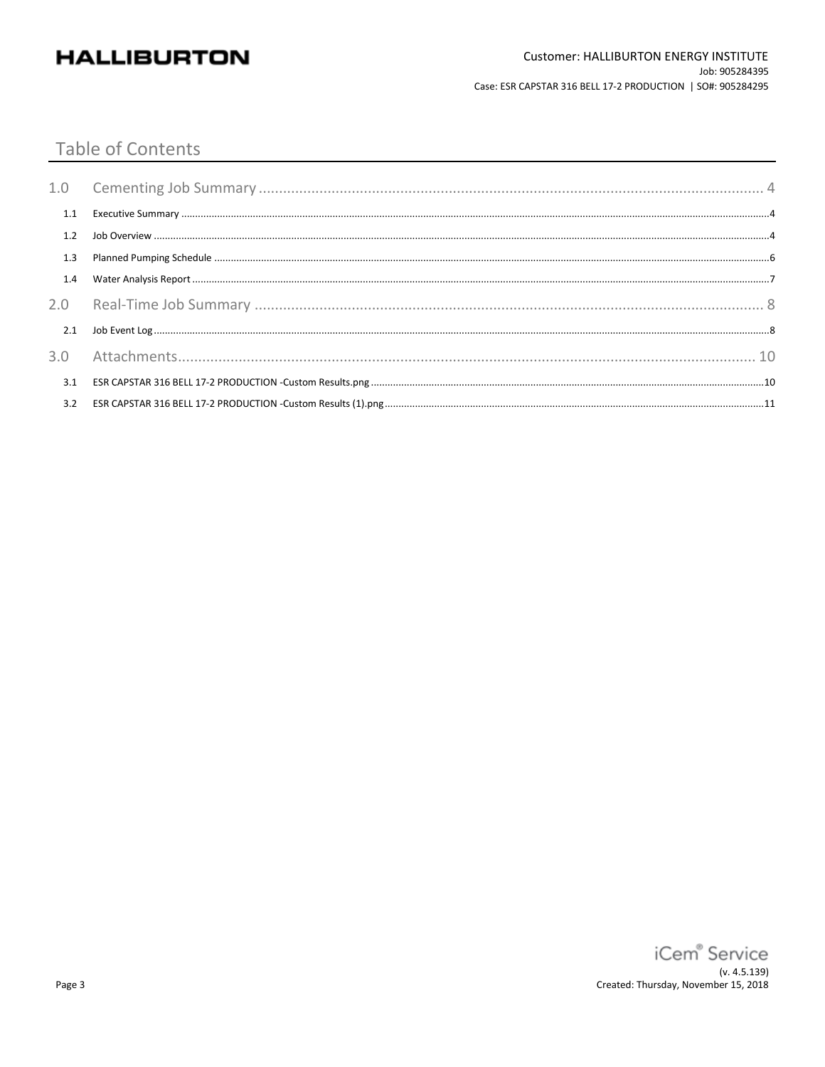# Table of Contents

| | | |
|---|---|---|
| 1.0 | Cementing Job Summary | 4 |
| 1.1 | Executive Summary | 4 |
| 1.2 | Job Overview | 4 |
| 1.3 | Planned Pumping Schedule | 6 |
| 1.4 | Water Analysis Report | 7 |
| 2.0 | Real-Time Job Summary | 8 |
| 2.1 | Job Event Log | 8 |
| 3.0 | Attachments | 10 |
| 3.1 | ESR CAPSTAR 316 BELL 17-2 PRODUCTION -Custom Results.png | 10 |
| 3.2 | ESR CAPSTAR 316 BELL 17-2 PRODUCTION -Custom Results (1).png | 11 |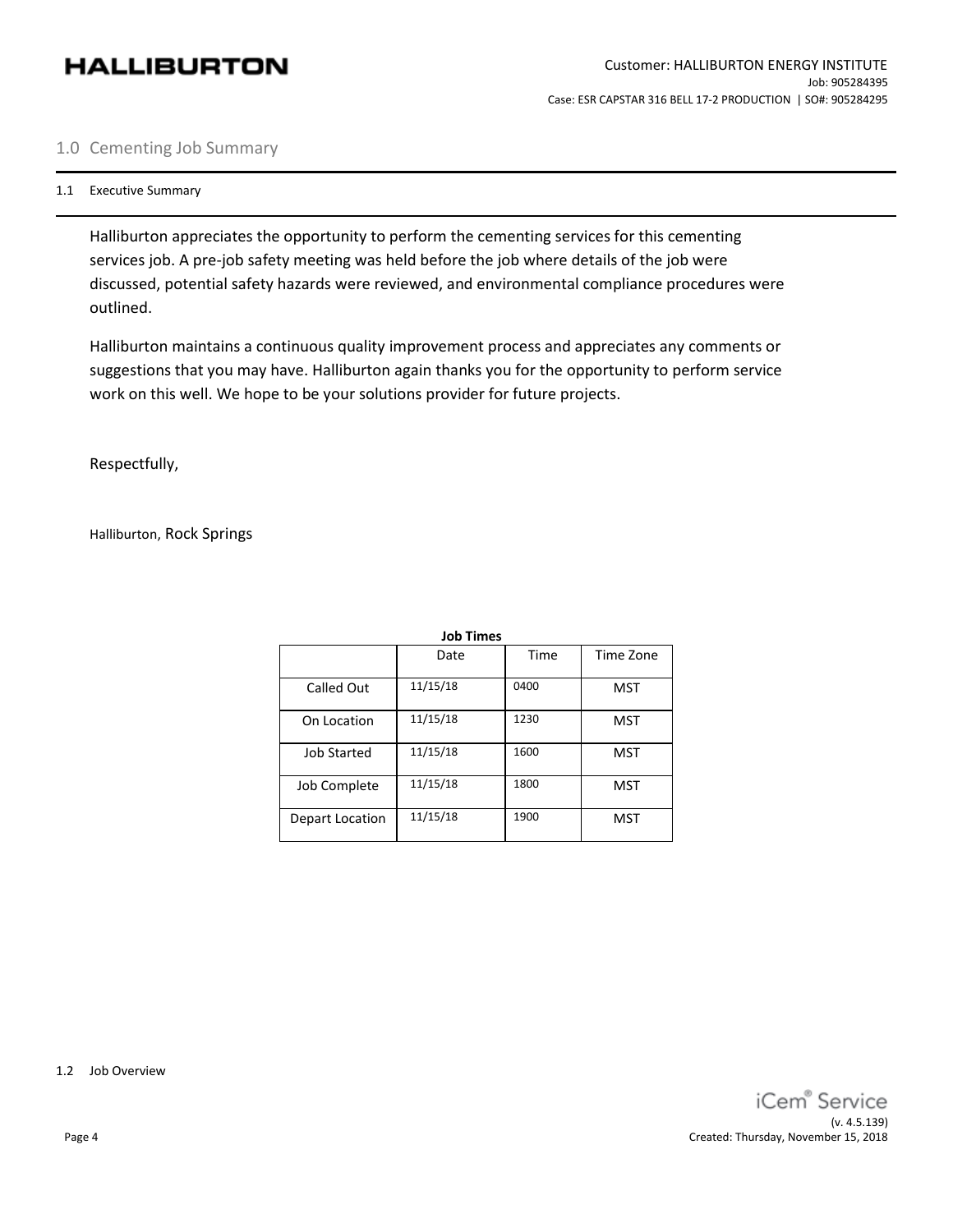## 1.0 Cementing Job Summary

### 1.1 Executive Summary

Halliburton appreciates the opportunity to perform the cementing services for this cementing services job. A pre-job safety meeting was held before the job where details of the job were discussed, potential safety hazards were reviewed, and environmental compliance procedures were outlined.

Halliburton maintains a continuous quality improvement process and appreciates any comments or suggestions that you may have. Halliburton again thanks you for the opportunity to perform service work on this well. We hope to be your solutions provider for future projects.

Respectfully,

Halliburton, Rock Springs

**Job Times**

| | Date | Time | Time Zone |
|---|---|---|---|
| Called Out | 11/15/18 | 0400 | MST |
| On Location | 11/15/18 | 1230 | MST |
| Job Started | 11/15/18 | 1600 | MST |
| Job Complete | 11/15/18 | 1800 | MST |
| Depart Location | 11/15/18 | 1900 | MST |

### 1.2 Job Overview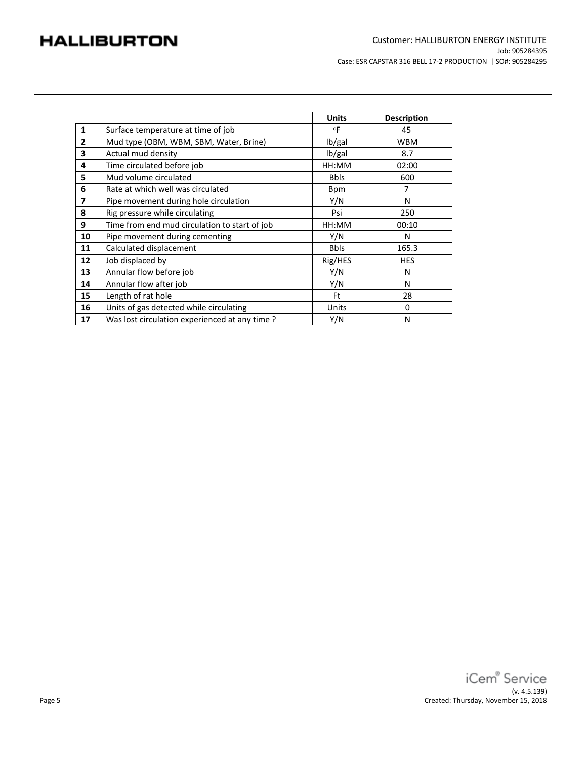| | | Units | Description |
|---|---|---|---|
| 1 | Surface temperature at time of job | ºF | 45 |
| 2 | Mud type (OBM, WBM, SBM, Water, Brine) | lb/gal | WBM |
| 3 | Actual mud density | lb/gal | 8.7 |
| 4 | Time circulated before job | HH:MM | 02:00 |
| 5 | Mud volume circulated | Bbls | 600 |
| 6 | Rate at which well was circulated | Bpm | 7 |
| 7 | Pipe movement during hole circulation | Y/N | N |
| 8 | Rig pressure while circulating | Psi | 250 |
| 9 | Time from end mud circulation to start of job | HH:MM | 00:10 |
| 10 | Pipe movement during cementing | Y/N | N |
| 11 | Calculated displacement | Bbls | 165.3 |
| 12 | Job displaced by | Rig/HES | HES |
| 13 | Annular flow before job | Y/N | N |
| 14 | Annular flow after job | Y/N | N |
| 15 | Length of rat hole | Ft | 28 |
| 16 | Units of gas detected while circulating | Units | 0 |
| 17 | Was lost circulation experienced at any time ? | Y/N | N |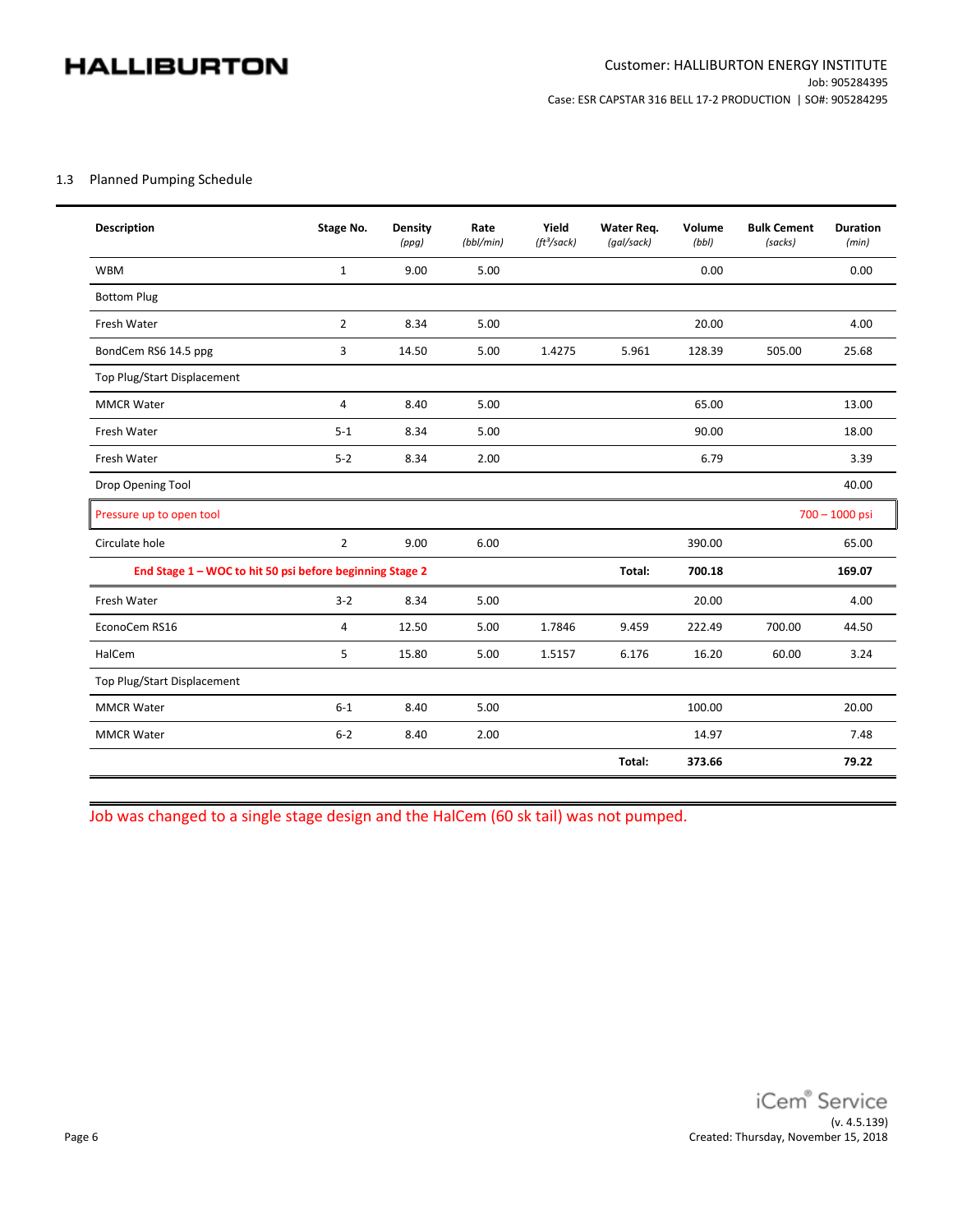## 1.3 Planned Pumping Schedule

| Description | Stage No. | Density (ppg) | Rate (bbl/min) | Yield ($ft^3$/sack) | Water Req. (gal/sack) | Volume (bbl) | Bulk Cement (sacks) | Duration (min) |
|---|---|---|---|---|---|---|---|---|
| WBM | 1 | 9.00 | 5.00 | | | 0.00 | | 0.00 |
| Bottom Plug | | | | | | | | |
| Fresh Water | 2 | 8.34 | 5.00 | | | 20.00 | | 4.00 |
| BondCem RS6 14.5 ppg | 3 | 14.50 | 5.00 | 1.4275 | 5.961 | 128.39 | 505.00 | 25.68 |
| Top Plug/Start Displacement | | | | | | | | |
| MMCR Water | 4 | 8.40 | 5.00 | | | 65.00 | | 13.00 |
| Fresh Water | 5-1 | 8.34 | 5.00 | | | 90.00 | | 18.00 |
| Fresh Water | 5-2 | 8.34 | 2.00 | | | 6.79 | | 3.39 |
| Drop Opening Tool | | | | | | | | 40.00 |
| Pressure up to open tool | | | | | | | | 700 – 1000 psi |
| Circulate hole | 2 | 9.00 | 6.00 | | | 390.00 | | 65.00 |
| **End Stage 1 – WOC to hit 50 psi before beginning Stage 2** | | | | | **Total:** | **700.18** | | **169.07** |
| Fresh Water | 3-2 | 8.34 | 5.00 | | | 20.00 | | 4.00 |
| EconoCem RS16 | 4 | 12.50 | 5.00 | 1.7846 | 9.459 | 222.49 | 700.00 | 44.50 |
| HalCem | 5 | 15.80 | 5.00 | 1.5157 | 6.176 | 16.20 | 60.00 | 3.24 |
| Top Plug/Start Displacement | | | | | | | | |
| MMCR Water | 6-1 | 8.40 | 5.00 | | | 100.00 | | 20.00 |
| MMCR Water | 6-2 | 8.40 | 2.00 | | | 14.97 | | 7.48 |
| | | | | | **Total:** | **373.66** | | **79.22** |

Job was changed to a single stage design and the HalCem (60 sk tail) was not pumped.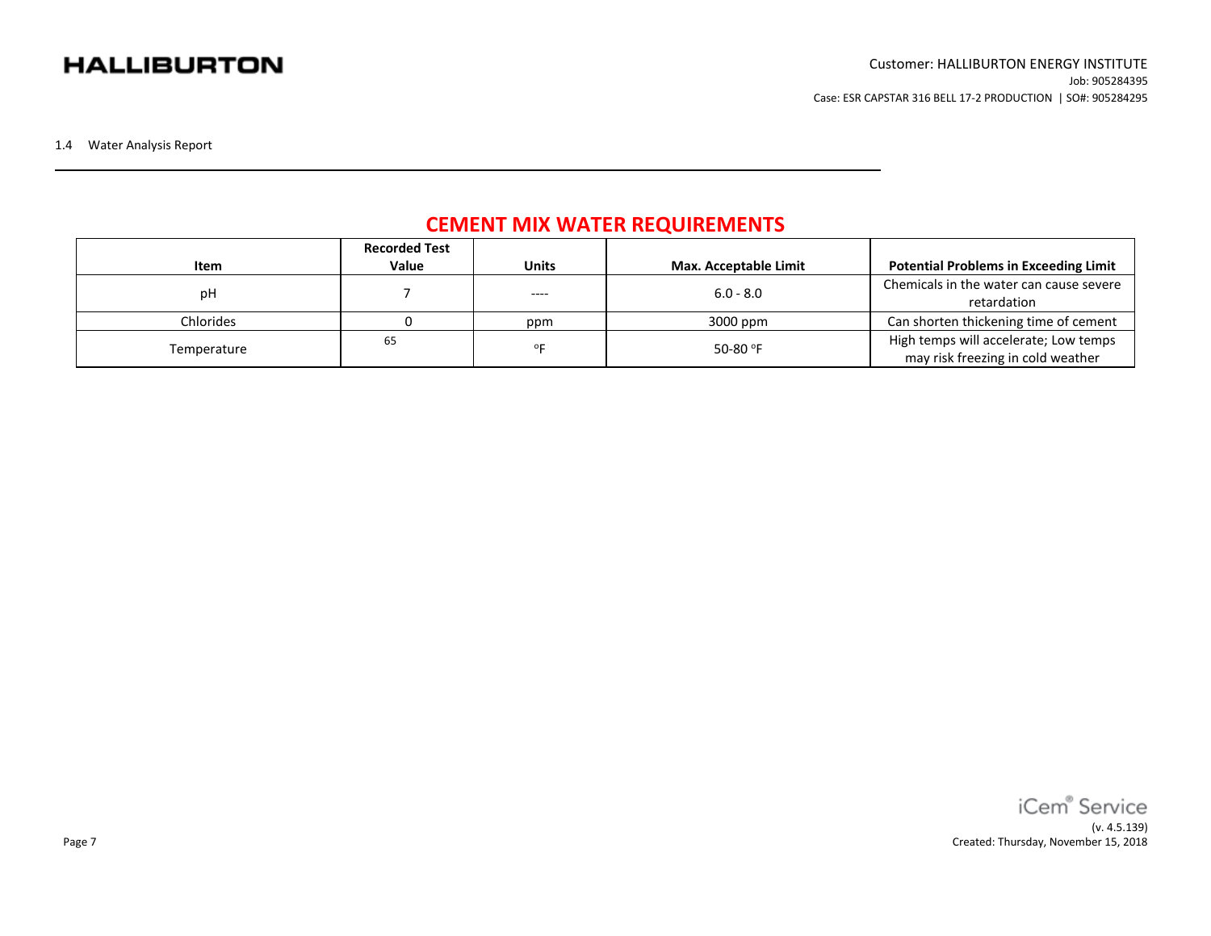1.4 Water Analysis Report

## CEMENT MIX WATER REQUIREMENTS

| Item | Recorded Test Value | Units | Max. Acceptable Limit | Potential Problems in Exceeding Limit |
|---|---|---|---|---|
| pH | 7 | ---- | 6.0 - 8.0 | Chemicals in the water can cause severe retardation |
| Chlorides | 0 | ppm | 3000 ppm | Can shorten thickening time of cement |
| Temperature | 65 | °F | 50-80 °F | High temps will accelerate; Low temps may risk freezing in cold weather |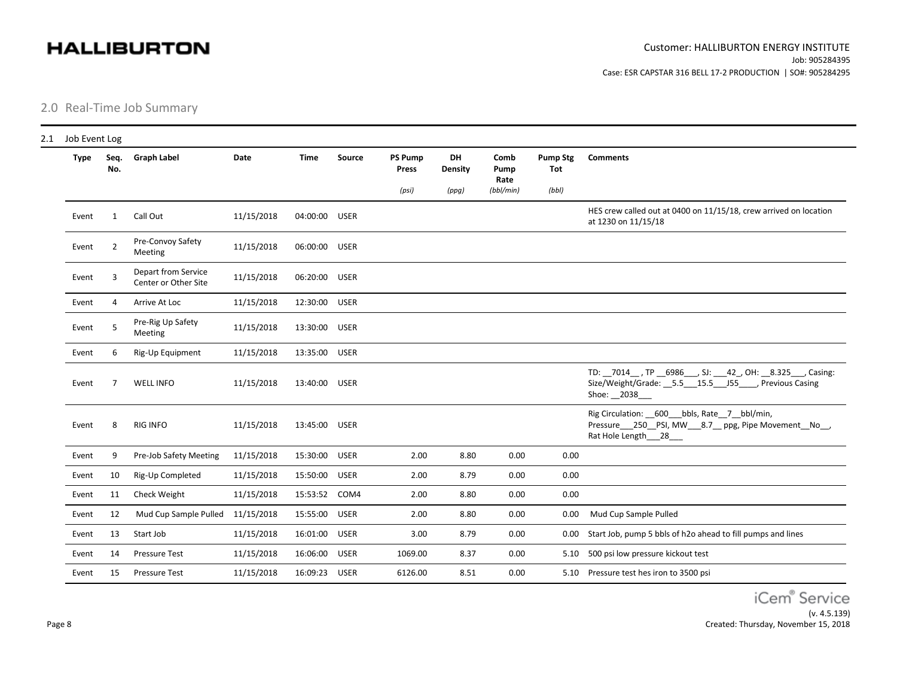## 2.0 Real-Time Job Summary

### 2.1 Job Event Log

| Type | Seq. No. | Graph Label | Date | Time | Source | PS Pump Press (psi) | DH Density (ppg) | Comb Pump Rate (bbl/min) | Pump Stg Tot (bbl) | Comments |
|---|---|---|---|---|---|---|---|---|---|---|
| Event | 1 | Call Out | 11/15/2018 | 04:00:00 | USER | | | | | HES crew called out at 0400 on 11/15/18, crew arrived on location at 1230 on 11/15/18 |
| Event | 2 | Pre-Convoy Safety Meeting | 11/15/2018 | 06:00:00 | USER | | | | | |
| Event | 3 | Depart from Service Center or Other Site | 11/15/2018 | 06:20:00 | USER | | | | | |
| Event | 4 | Arrive At Loc | 11/15/2018 | 12:30:00 | USER | | | | | |
| Event | 5 | Pre-Rig Up Safety Meeting | 11/15/2018 | 13:30:00 | USER | | | | | |
| Event | 6 | Rig-Up Equipment | 11/15/2018 | 13:35:00 | USER | | | | | |
| Event | 7 | WELL INFO | 11/15/2018 | 13:40:00 | USER | | | | | TD: __7014__ , TP __6986___, SJ: ___42_, OH: __8.325___, Casing: Size/Weight/Grade: __5.5___15.5___J55____, Previous Casing Shoe: __2038___ |
| Event | 8 | RIG INFO | 11/15/2018 | 13:45:00 | USER | | | | | Rig Circulation: __600___bbls, Rate__7__bbl/min, Pressure___250__PSI, MW___8.7__ ppg, Pipe Movement__No__, Rat Hole Length___28___ |
| Event | 9 | Pre-Job Safety Meeting | 11/15/2018 | 15:30:00 | USER | 2.00 | 8.80 | 0.00 | 0.00 | |
| Event | 10 | Rig-Up Completed | 11/15/2018 | 15:50:00 | USER | 2.00 | 8.79 | 0.00 | 0.00 | |
| Event | 11 | Check Weight | 11/15/2018 | 15:53:52 | COM4 | 2.00 | 8.80 | 0.00 | 0.00 | |
| Event | 12 | Mud Cup Sample Pulled | 11/15/2018 | 15:55:00 | USER | 2.00 | 8.80 | 0.00 | 0.00 | Mud Cup Sample Pulled |
| Event | 13 | Start Job | 11/15/2018 | 16:01:00 | USER | 3.00 | 8.79 | 0.00 | 0.00 | Start Job, pump 5 bbls of h2o ahead to fill pumps and lines |
| Event | 14 | Pressure Test | 11/15/2018 | 16:06:00 | USER | 1069.00 | 8.37 | 0.00 | 5.10 | 500 psi low pressure kickout test |
| Event | 15 | Pressure Test | 11/15/2018 | 16:09:23 | USER | 6126.00 | 8.51 | 0.00 | 5.10 | Pressure test hes iron to 3500 psi |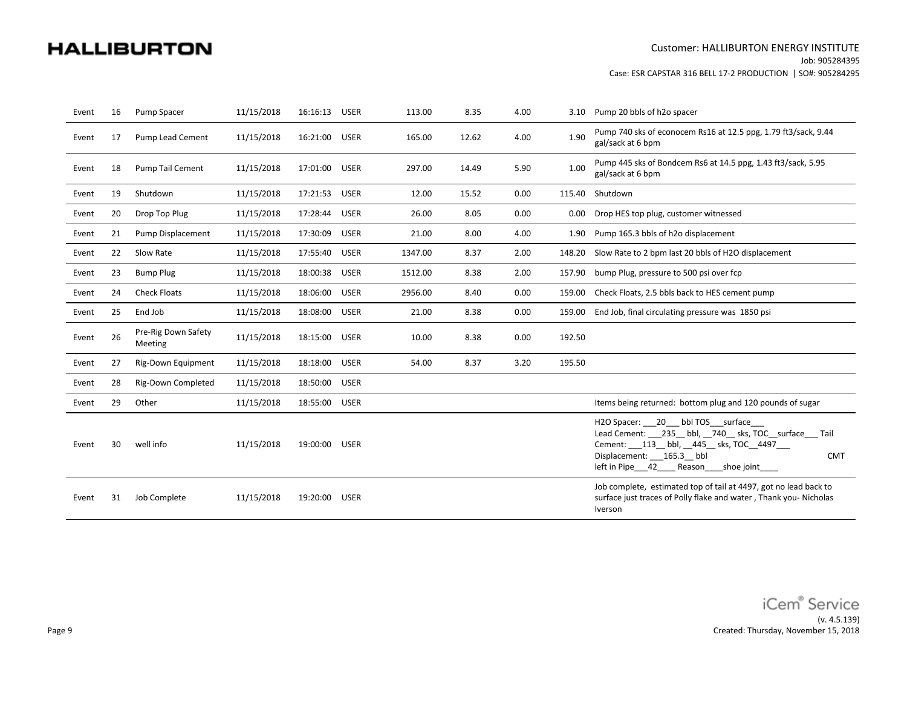| Event | 16 | Pump Spacer | 11/15/2018 | 16:16:13 | USER | 113.00 | 8.35 | 4.00 | 3.10 | Pump 20 bbls of h2o spacer |
|---|---|---|---|---|---|---|---|---|---|---|
| Event | 17 | Pump Lead Cement | 11/15/2018 | 16:21:00 | USER | 165.00 | 12.62 | 4.00 | 1.90 | Pump 740 sks of econocem Rs16 at 12.5 ppg, 1.79 ft3/sack, 9.44 gal/sack at 6 bpm |
| Event | 18 | Pump Tail Cement | 11/15/2018 | 17:01:00 | USER | 297.00 | 14.49 | 5.90 | 1.00 | Pump 445 sks of Bondcem Rs6 at 14.5 ppg, 1.43 ft3/sack, 5.95 gal/sack at 6 bpm |
| Event | 19 | Shutdown | 11/15/2018 | 17:21:53 | USER | 12.00 | 15.52 | 0.00 | 115.40 | Shutdown |
| Event | 20 | Drop Top Plug | 11/15/2018 | 17:28:44 | USER | 26.00 | 8.05 | 0.00 | 0.00 | Drop HES top plug, customer witnessed |
| Event | 21 | Pump Displacement | 11/15/2018 | 17:30:09 | USER | 21.00 | 8.00 | 4.00 | 1.90 | Pump 165.3 bbls of h2o displacement |
| Event | 22 | Slow Rate | 11/15/2018 | 17:55:40 | USER | 1347.00 | 8.37 | 2.00 | 148.20 | Slow Rate to 2 bpm last 20 bbls of H2O displacement |
| Event | 23 | Bump Plug | 11/15/2018 | 18:00:38 | USER | 1512.00 | 8.38 | 2.00 | 157.90 | bump Plug, pressure to 500 psi over fcp |
| Event | 24 | Check Floats | 11/15/2018 | 18:06:00 | USER | 2956.00 | 8.40 | 0.00 | 159.00 | Check Floats, 2.5 bbls back to HES cement pump |
| Event | 25 | End Job | 11/15/2018 | 18:08:00 | USER | 21.00 | 8.38 | 0.00 | 159.00 | End Job, final circulating pressure was 1850 psi |
| Event | 26 | Pre-Rig Down Safety Meeting | 11/15/2018 | 18:15:00 | USER | 10.00 | 8.38 | 0.00 | 192.50 | |
| Event | 27 | Rig-Down Equipment | 11/15/2018 | 18:18:00 | USER | 54.00 | 8.37 | 3.20 | 195.50 | |
| Event | 28 | Rig-Down Completed | 11/15/2018 | 18:50:00 | USER | | | | | |
| Event | 29 | Other | 11/15/2018 | 18:55:00 | USER | | | | | Items being returned: bottom plug and 120 pounds of sugar |
| Event | 30 | well info | 11/15/2018 | 19:00:00 | USER | | | | | H2O Spacer: ___20___ bbl TOS___surface___ Lead Cement: ___235__ bbl, __740__ sks, TOC__surface___ Tail Cement: ___113__ bbl, __445__ sks, TOC__4497___ Displacement: ___165.3__ bbl CMT left in Pipe___42____ Reason____shoe joint____ |
| Event | 31 | Job Complete | 11/15/2018 | 19:20:00 | USER | | | | | Job complete, estimated top of tail at 4497, got no lead back to surface just traces of Polly flake and water , Thank you- Nicholas Iverson |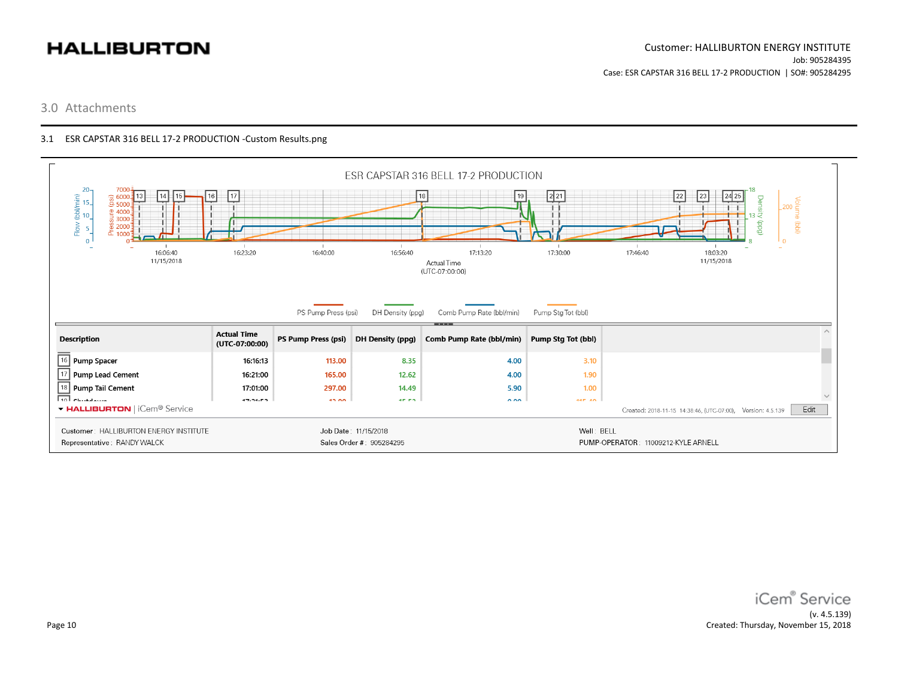## 3.0 Attachments

### 3.1 ESR CAPSTAR 316 BELL 17-2 PRODUCTION -Custom Results.png

ESR CAPSTAR 316 BELL 17-2 PRODUCTION

PS Pump Press (psi) | DH Density (ppg) | Comb Pump Rate (bbl/min) | Pump Stg Tot (bbl)

| Description | Actual Time (UTC-07:00:00) | PS Pump Press (psi) | DH Density (ppg) | Comb Pump Rate (bbl/min) | Pump Stg Tot (bbl) |
|---|---|---|---|---|---|
| 16 Pump Spacer | 16:16:13 | 113.00 | 8.35 | 4.00 | 3.10 |
| 17 Pump Lead Cement | 16:21:00 | 165.00 | 12.62 | 4.00 | 1.90 |
| 18 Pump Tail Cement | 17:01:00 | 297.00 | 14.49 | 5.90 | 1.00 |

HALLIBURTON | iCem® Service

Created: 2018-11-15 14:38:46, (UTC-07:00), Version: 4.5.139

Customer: HALLIBURTON ENERGY INSTITUTE
Representative: RANDY WALCK

Job Date: 11/15/2018
Sales Order #: 905284295

Well: BELL
PUMP-OPERATOR: 11009212-KYLE ARNELL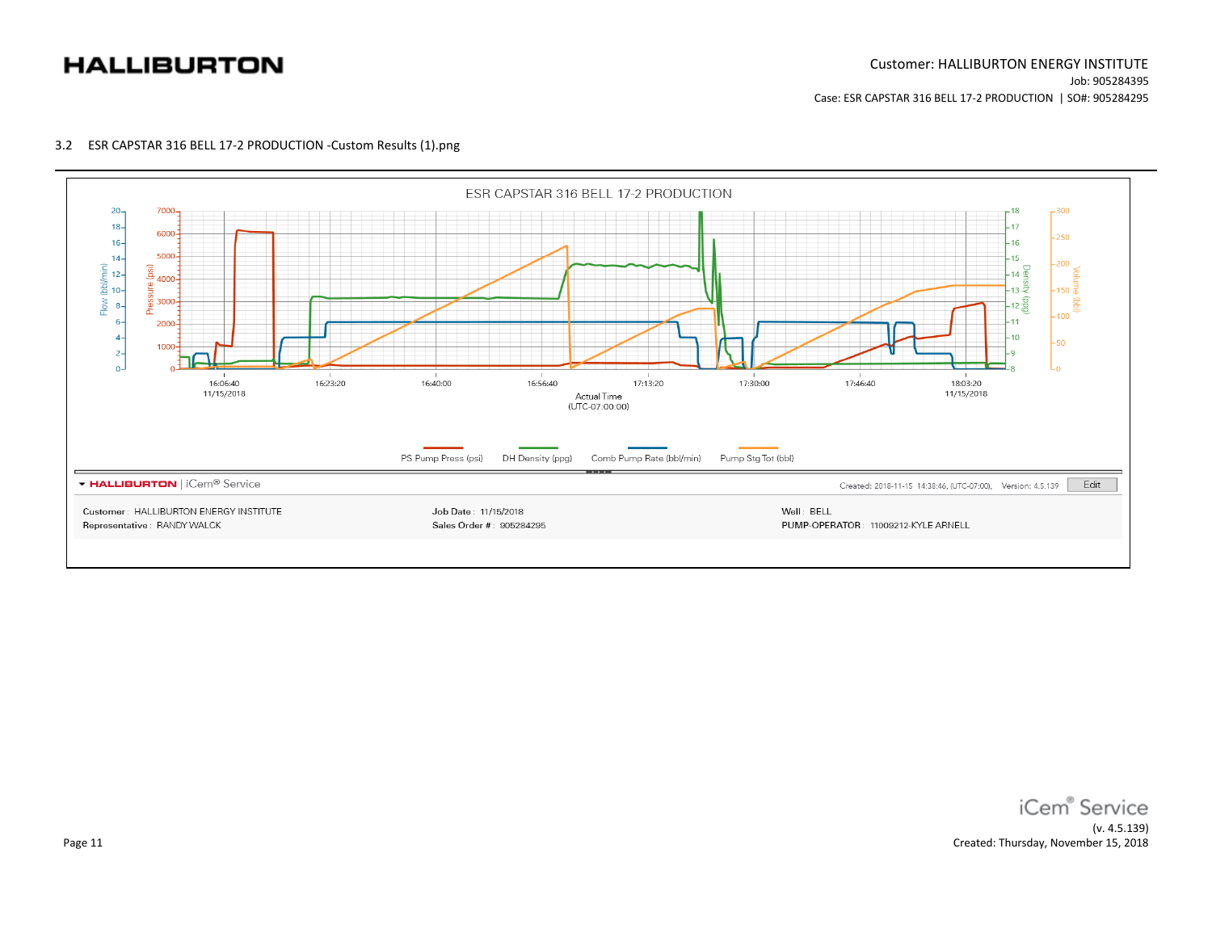Customer: HALLIBURTON ENERGY INSTITUTE
Job: 905284395
Case: ESR CAPSTAR 316 BELL 17-2 PRODUCTION | SO#: 905284295

### 3.2 ESR CAPSTAR 316 BELL 17-2 PRODUCTION -Custom Results (1).png

ESR CAPSTAR 316 BELL 17-2 PRODUCTION

Flow (bbl/min): 0, 2, 4, 6, 8, 10, 12, 14, 16, 18, 20

Pressure (psi): 0, 1000, 2000, 3000, 4000, 5000, 6000, 7000

Density (ppg): 8, 9, 10, 11, 12, 13, 14, 15, 16, 17, 18

Volume (bbl): 0, 50, 100, 150, 200, 250, 300

Actual Time (UTC-07:00:00): 16:06:40 11/15/2018, 16:23:20, 16:40:00, 16:56:40, 17:13:20, 17:30:00, 17:46:40, 18:03:20 11/15/2018

PS Pump Press (psi) | DH Density (ppg) | Comb Pump Rate (bbl/min) | Pump Stg Tot (bbl)

HALLIBURTON | iCem® Service

Created: 2018-11-15 14:38:46, (UTC-07:00), Version: 4.5.139

Edit

Customer : HALLIBURTON ENERGY INSTITUTE
Representative : RANDY WALCK

Job Date : 11/15/2018
Sales Order # : 905284295

Well : BELL
PUMP-OPERATOR : 11009212-KYLE ARNELL

iCem® Service
(v. 4.5.139)
Created: Thursday, November 15, 2018